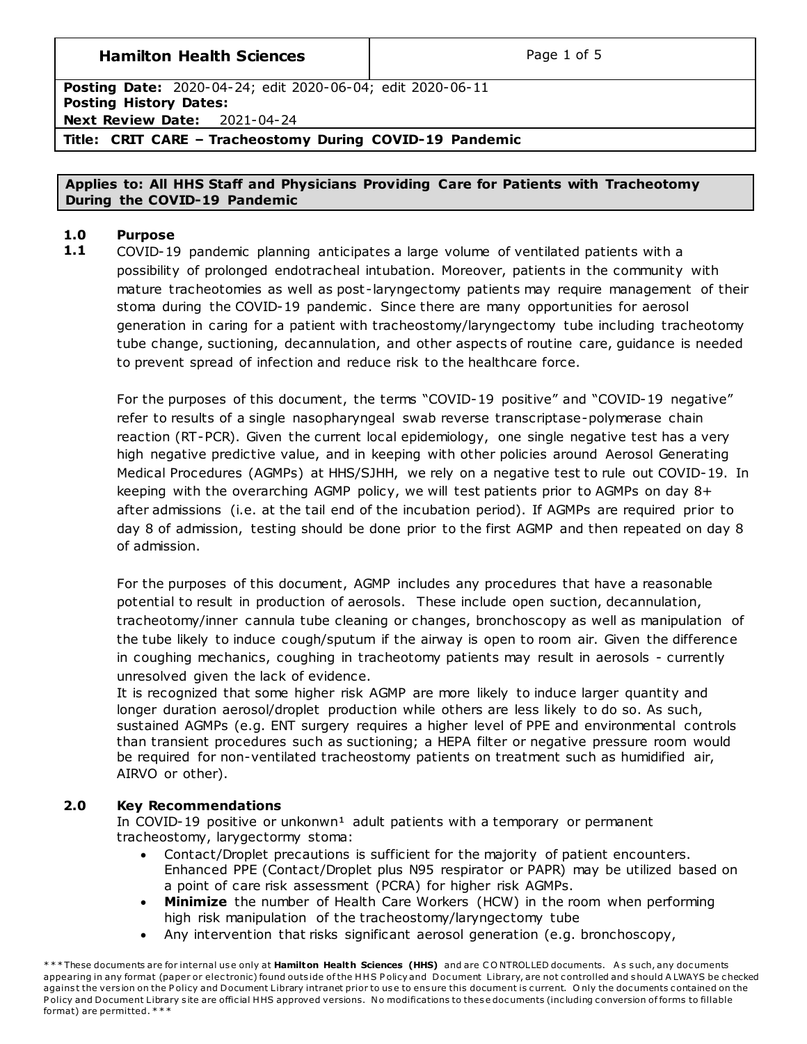| **Hamilton Health Sciences** | |
|---|---|
| **Posting Date:** 2020-04-24; edit 2020-06-04; edit 2020-06-11 | |
| **Posting History Dates:** | |
| **Next Review Date:** 2021-04-24 | |
| **Title: CRIT CARE – Tracheostomy During COVID-19 Pandemic** | |

**Applies to: All HHS Staff and Physicians Providing Care for Patients with Tracheotomy During the COVID-19 Pandemic**

## 1.0 Purpose

**1.1** COVID-19 pandemic planning anticipates a large volume of ventilated patients with a possibility of prolonged endotracheal intubation. Moreover, patients in the community with mature tracheotomies as well as post-laryngectomy patients may require management of their stoma during the COVID-19 pandemic. Since there are many opportunities for aerosol generation in caring for a patient with tracheostomy/laryngectomy tube including tracheotomy tube change, suctioning, decannulation, and other aspects of routine care, guidance is needed to prevent spread of infection and reduce risk to the healthcare force.

For the purposes of this document, the terms "COVID-19 positive" and "COVID-19 negative" refer to results of a single nasopharyngeal swab reverse transcriptase-polymerase chain reaction (RT-PCR). Given the current local epidemiology, one single negative test has a very high negative predictive value, and in keeping with other policies around Aerosol Generating Medical Procedures (AGMPs) at HHS/SJHH, we rely on a negative test to rule out COVID-19. In keeping with the overarching AGMP policy, we will test patients prior to AGMPs on day 8+ after admissions (i.e. at the tail end of the incubation period). If AGMPs are required prior to day 8 of admission, testing should be done prior to the first AGMP and then repeated on day 8 of admission.

For the purposes of this document, AGMP includes any procedures that have a reasonable potential to result in production of aerosols. These include open suction, decannulation, tracheotomy/inner cannula tube cleaning or changes, bronchoscopy as well as manipulation of the tube likely to induce cough/sputum if the airway is open to room air. Given the difference in coughing mechanics, coughing in tracheotomy patients may result in aerosols - currently unresolved given the lack of evidence.

It is recognized that some higher risk AGMP are more likely to induce larger quantity and longer duration aerosol/droplet production while others are less likely to do so. As such, sustained AGMPs (e.g. ENT surgery requires a higher level of PPE and environmental controls than transient procedures such as suctioning; a HEPA filter or negative pressure room would be required for non-ventilated tracheostomy patients on treatment such as humidified air, AIRVO or other).

## 2.0 Key Recommendations

In COVID-19 positive or unkonwn[1] adult patients with a temporary or permanent tracheostomy, larygectormy stoma:

- Contact/Droplet precautions is sufficient for the majority of patient encounters. Enhanced PPE (Contact/Droplet plus N95 respirator or PAPR) may be utilized based on a point of care risk assessment (PCRA) for higher risk AGMPs.
- **Minimize** the number of Health Care Workers (HCW) in the room when performing high risk manipulation of the tracheostomy/laryngectomy tube
- Any intervention that risks significant aerosol generation (e.g. bronchoscopy,

***These documents are for internal use only at **Hamilton Health Sciences (HHS)** and are CONTROLLED documents. As such, any documents appearing in any format (paper or electronic) found outside of the HHS Policy and Document Library, are not controlled and should ALWAYS be checked against the version on the Policy and Document Library intranet prior to use to ensure this document is current. Only the documents contained on the Policy and Document Library site are official HHS approved versions. No modifications to these documents (including conversion of forms to fillable format) are permitted.***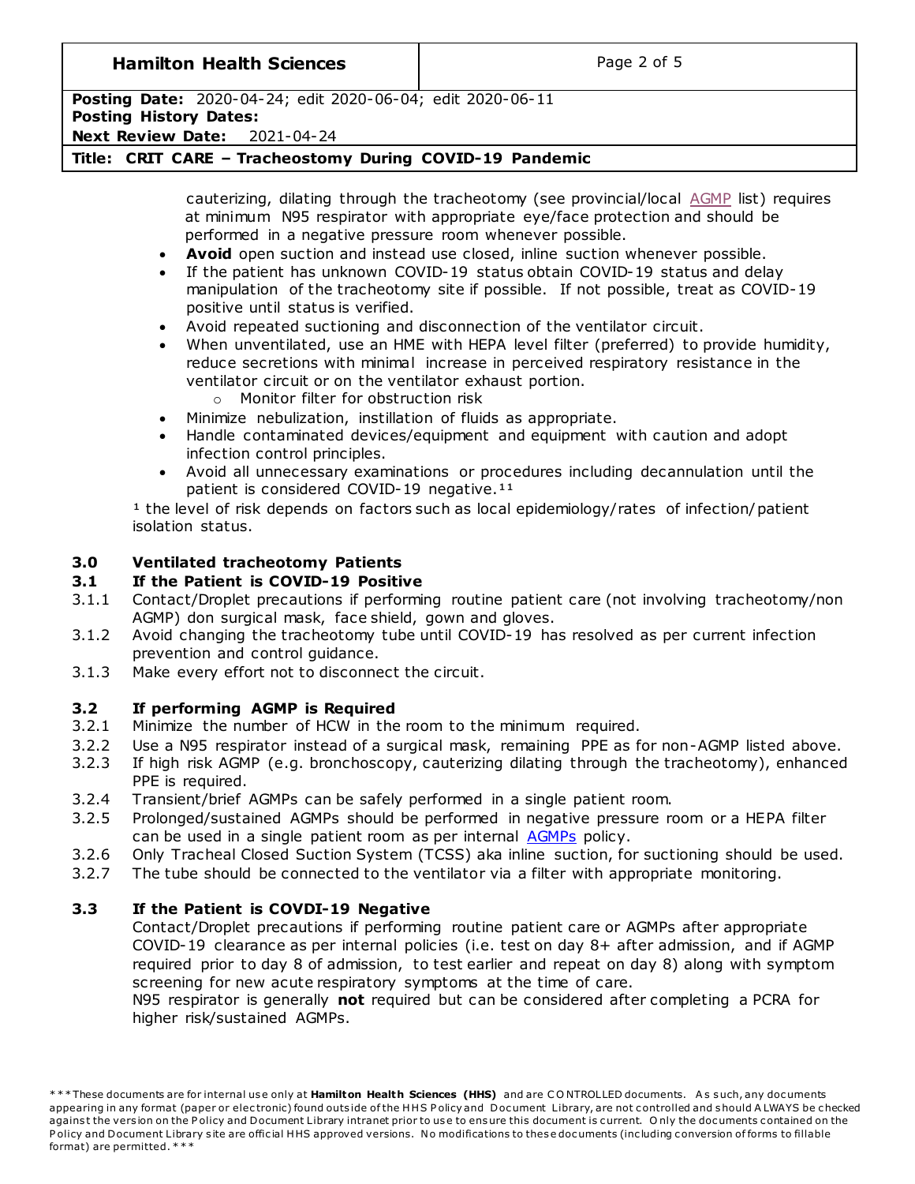cauterizing, dilating through the tracheotomy (see provincial/local AGMP list) requires at minimum N95 respirator with appropriate eye/face protection and should be performed in a negative pressure room whenever possible.

- **Avoid** open suction and instead use closed, inline suction whenever possible.
- If the patient has unknown COVID-19 status obtain COVID-19 status and delay manipulation of the tracheotomy site if possible. If not possible, treat as COVID-19 positive until status is verified.
- Avoid repeated suctioning and disconnection of the ventilator circuit.
- When unventilated, use an HME with HEPA level filter (preferred) to provide humidity, reduce secretions with minimal increase in perceived respiratory resistance in the ventilator circuit or on the ventilator exhaust portion.
  - Monitor filter for obstruction risk
- Minimize nebulization, instillation of fluids as appropriate.
- Handle contaminated devices/equipment and equipment with caution and adopt infection control principles.
- Avoid all unnecessary examinations or procedures including decannulation until the patient is considered COVID-19 negative.[11]

[1] the level of risk depends on factors such as local epidemiology/rates of infection/patient isolation status.

## 3.0 Ventilated tracheotomy Patients

### 3.1 If the Patient is COVID-19 Positive

3.1.1 Contact/Droplet precautions if performing routine patient care (not involving tracheotomy/non AGMP) don surgical mask, face shield, gown and gloves.

3.1.2 Avoid changing the tracheotomy tube until COVID-19 has resolved as per current infection prevention and control guidance.

3.1.3 Make every effort not to disconnect the circuit.

### 3.2 If performing AGMP is Required

3.2.1 Minimize the number of HCW in the room to the minimum required.

3.2.2 Use a N95 respirator instead of a surgical mask, remaining PPE as for non-AGMP listed above.

3.2.3 If high risk AGMP (e.g. bronchoscopy, cauterizing dilating through the tracheotomy), enhanced PPE is required.

3.2.4 Transient/brief AGMPs can be safely performed in a single patient room.

3.2.5 Prolonged/sustained AGMPs should be performed in negative pressure room or a HEPA filter can be used in a single patient room as per internal AGMPs policy.

3.2.6 Only Tracheal Closed Suction System (TCSS) aka inline suction, for suctioning should be used.

3.2.7 The tube should be connected to the ventilator via a filter with appropriate monitoring.

### 3.3 If the Patient is COVDI-19 Negative

Contact/Droplet precautions if performing routine patient care or AGMPs after appropriate COVID-19 clearance as per internal policies (i.e. test on day 8+ after admission, and if AGMP required prior to day 8 of admission, to test earlier and repeat on day 8) along with symptom screening for new acute respiratory symptoms at the time of care.

N95 respirator is generally **not** required but can be considered after completing a PCRA for higher risk/sustained AGMPs.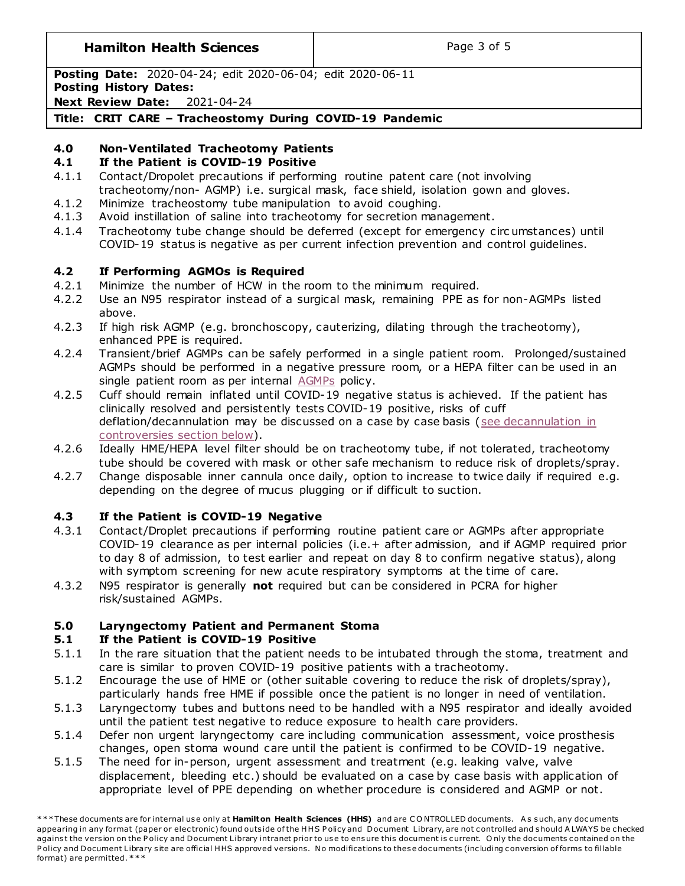## 4.0 Non-Ventilated Tracheotomy Patients

### 4.1 If the Patient is COVID-19 Positive

4.1.1 Contact/Dropolet precautions if performing routine patent care (not involving tracheotomy/non- AGMP) i.e. surgical mask, face shield, isolation gown and gloves.

4.1.2 Minimize tracheostomy tube manipulation to avoid coughing.

4.1.3 Avoid instillation of saline into tracheotomy for secretion management.

4.1.4 Tracheotomy tube change should be deferred (except for emergency circumstances) until COVID-19 status is negative as per current infection prevention and control guidelines.

### 4.2 If Performing AGMOs is Required

4.2.1 Minimize the number of HCW in the room to the minimum required.

4.2.2 Use an N95 respirator instead of a surgical mask, remaining PPE as for non-AGMPs listed above.

4.2.3 If high risk AGMP (e.g. bronchoscopy, cauterizing, dilating through the tracheotomy), enhanced PPE is required.

4.2.4 Transient/brief AGMPs can be safely performed in a single patient room. Prolonged/sustained AGMPs should be performed in a negative pressure room, or a HEPA filter can be used in an single patient room as per internal AGMPs policy.

4.2.5 Cuff should remain inflated until COVID-19 negative status is achieved. If the patient has clinically resolved and persistently tests COVID-19 positive, risks of cuff deflation/decannulation may be discussed on a case by case basis (see decannulation in controversies section below).

4.2.6 Ideally HME/HEPA level filter should be on tracheotomy tube, if not tolerated, tracheotomy tube should be covered with mask or other safe mechanism to reduce risk of droplets/spray.

4.2.7 Change disposable inner cannula once daily, option to increase to twice daily if required e.g. depending on the degree of mucus plugging or if difficult to suction.

### 4.3 If the Patient is COVID-19 Negative

4.3.1 Contact/Droplet precautions if performing routine patient care or AGMPs after appropriate COVID-19 clearance as per internal policies (i.e.+ after admission, and if AGMP required prior to day 8 of admission, to test earlier and repeat on day 8 to confirm negative status), along with symptom screening for new acute respiratory symptoms at the time of care.

4.3.2 N95 respirator is generally **not** required but can be considered in PCRA for higher risk/sustained AGMPs.

## 5.0 Laryngectomy Patient and Permanent Stoma

### 5.1 If the Patient is COVID-19 Positive

5.1.1 In the rare situation that the patient needs to be intubated through the stoma, treatment and care is similar to proven COVID-19 positive patients with a tracheotomy.

5.1.2 Encourage the use of HME or (other suitable covering to reduce the risk of droplets/spray), particularly hands free HME if possible once the patient is no longer in need of ventilation.

5.1.3 Laryngectomy tubes and buttons need to be handled with a N95 respirator and ideally avoided until the patient test negative to reduce exposure to health care providers.

5.1.4 Defer non urgent laryngectomy care including communication assessment, voice prosthesis changes, open stoma wound care until the patient is confirmed to be COVID-19 negative.

5.1.5 The need for in-person, urgent assessment and treatment (e.g. leaking valve, valve displacement, bleeding etc.) should be evaluated on a case by case basis with application of appropriate level of PPE depending on whether procedure is considered and AGMP or not.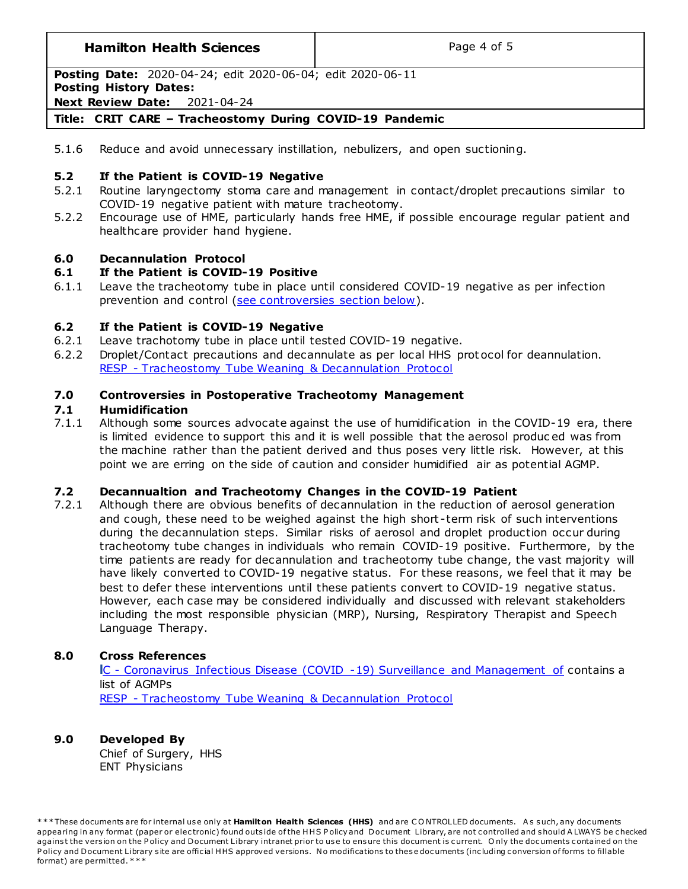5.1.6 Reduce and avoid unnecessary instillation, nebulizers, and open suctioning.

### 5.2 If the Patient is COVID-19 Negative

5.2.1 Routine laryngectomy stoma care and management in contact/droplet precautions similar to COVID-19 negative patient with mature tracheotomy.

5.2.2 Encourage use of HME, particularly hands free HME, if possible encourage regular patient and healthcare provider hand hygiene.

## 6.0 Decannulation Protocol

### 6.1 If the Patient is COVID-19 Positive

6.1.1 Leave the tracheotomy tube in place until considered COVID-19 negative as per infection prevention and control (see controversies section below).

### 6.2 If the Patient is COVID-19 Negative

6.2.1 Leave trachotomy tube in place until tested COVID-19 negative.

6.2.2 Droplet/Contact precautions and decannulate as per local HHS protocol for deannulation. RESP - Tracheostomy Tube Weaning & Decannulation Protocol

## 7.0 Controversies in Postoperative Tracheotomy Management

### 7.1 Humidification

7.1.1 Although some sources advocate against the use of humidification in the COVID-19 era, there is limited evidence to support this and it is well possible that the aerosol produced was from the machine rather than the patient derived and thus poses very little risk. However, at this point we are erring on the side of caution and consider humidified air as potential AGMP.

### 7.2 Decannualtion and Tracheotomy Changes in the COVID-19 Patient

7.2.1 Although there are obvious benefits of decannulation in the reduction of aerosol generation and cough, these need to be weighed against the high short-term risk of such interventions during the decannulation steps. Similar risks of aerosol and droplet production occur during tracheotomy tube changes in individuals who remain COVID-19 positive. Furthermore, by the time patients are ready for decannulation and tracheotomy tube change, the vast majority will have likely converted to COVID-19 negative status. For these reasons, we feel that it may be best to defer these interventions until these patients convert to COVID-19 negative status. However, each case may be considered individually and discussed with relevant stakeholders including the most responsible physician (MRP), Nursing, Respiratory Therapist and Speech Language Therapy.

## 8.0 Cross References

IC - Coronavirus Infectious Disease (COVID -19) Surveillance and Management of contains a list of AGMPs

RESP - Tracheostomy Tube Weaning & Decannulation Protocol

## 9.0 Developed By

Chief of Surgery, HHS
ENT Physicians

***These documents are for internal use only at **Hamilton Health Sciences (HHS)** and are CONTROLLED documents. As such, any documents appearing in any format (paper or electronic) found outside of the HHS Policy and Document Library, are not controlled and should ALWAYS be checked against the version on the Policy and Document Library intranet prior to use to ensure this document is current. Only the documents contained on the Policy and Document Library site are official HHS approved versions. No modifications to these documents (including conversion of forms to fillable format) are permitted.***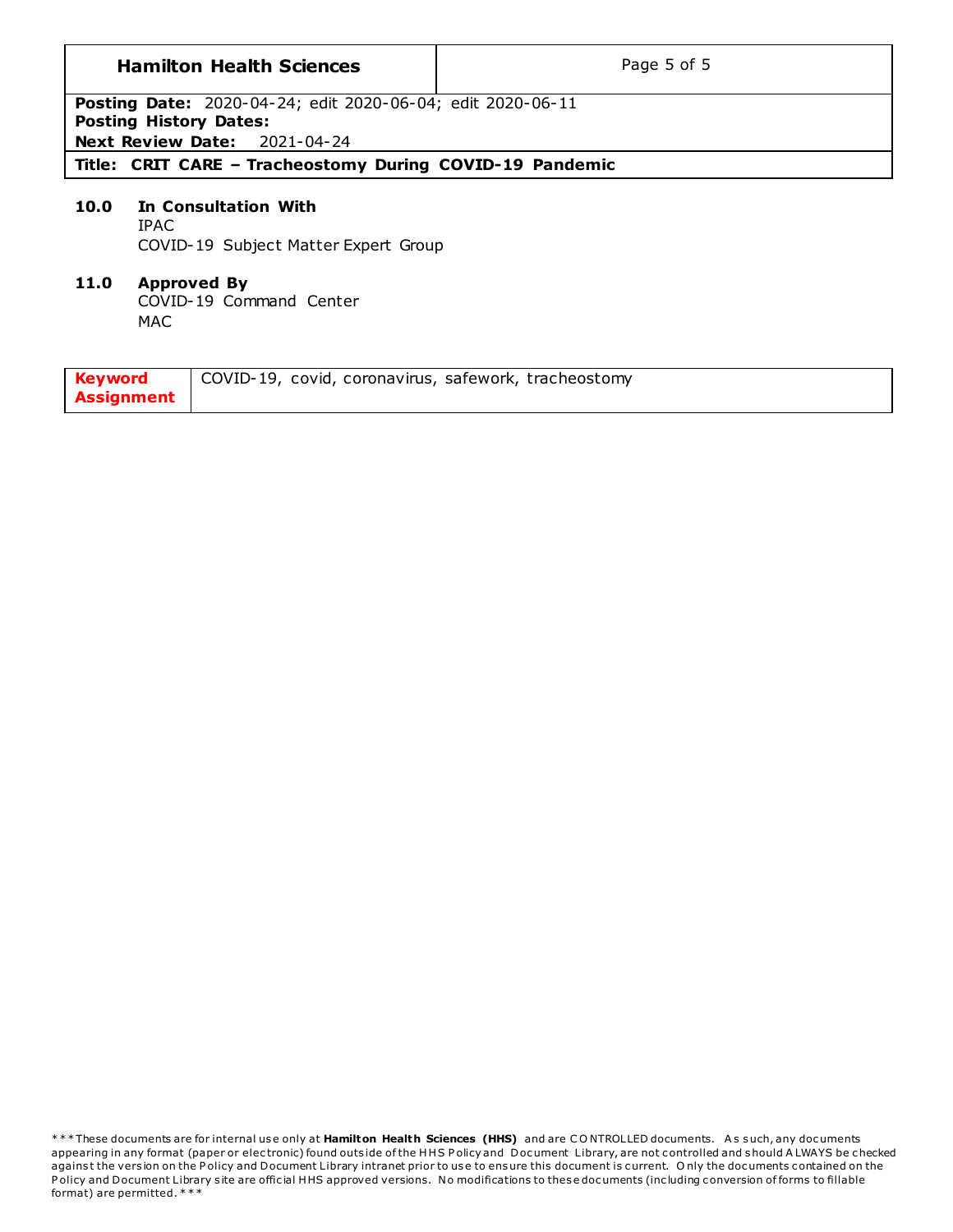## 10.0 In Consultation With

IPAC
COVID-19 Subject Matter Expert Group

## 11.0 Approved By

COVID-19 Command Center
MAC

| | |
|---|---|
| **Keyword Assignment** | COVID-19, covid, coronavirus, safework, tracheostomy |

*** These documents are for internal use only at **Hamilton Health Sciences (HHS)** and are CONTROLLED documents. As such, any documents appearing in any format (paper or electronic) found outside of the HHS Policy and Document Library, are not controlled and should ALWAYS be checked against the version on the Policy and Document Library intranet prior to use to ensure this document is current. Only the documents contained on the Policy and Document Library site are official HHS approved versions. No modifications to these documents (including conversion of forms to fillable format) are permitted. ***